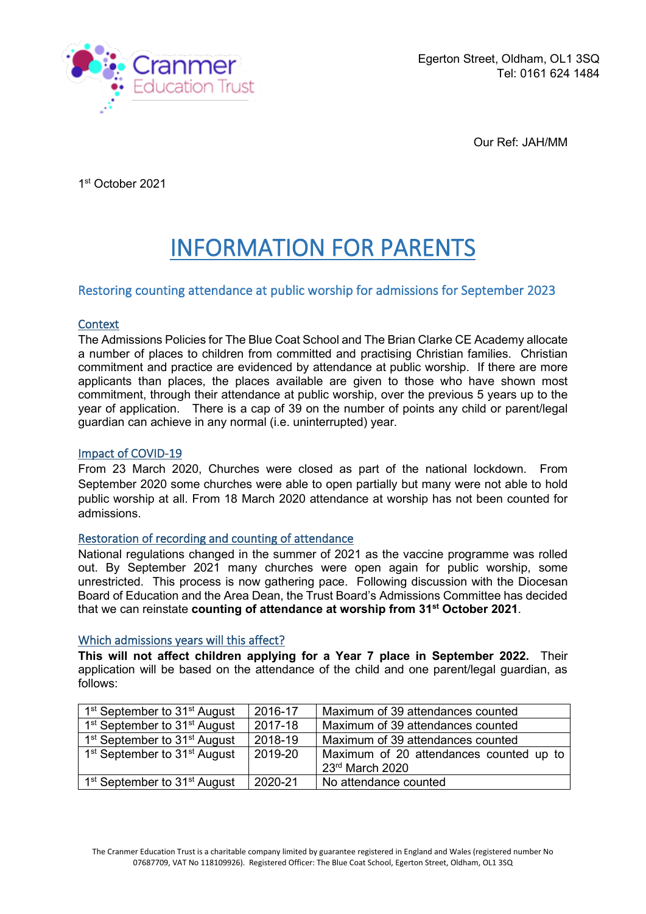Cranmer Education Trust

Egerton Street, Oldham, OL1 3SQ
Tel: 0161 624 1484

Our Ref: JAH/MM

1st October 2021

# INFORMATION FOR PARENTS

## Restoring counting attendance at public worship for admissions for September 2023

### Context

The Admissions Policies for The Blue Coat School and The Brian Clarke CE Academy allocate a number of places to children from committed and practising Christian families. Christian commitment and practice are evidenced by attendance at public worship. If there are more applicants than places, the places available are given to those who have shown most commitment, through their attendance at public worship, over the previous 5 years up to the year of application. There is a cap of 39 on the number of points any child or parent/legal guardian can achieve in any normal (i.e. uninterrupted) year.

### Impact of COVID-19

From 23 March 2020, Churches were closed as part of the national lockdown. From September 2020 some churches were able to open partially but many were not able to hold public worship at all. From 18 March 2020 attendance at worship has not been counted for admissions.

### Restoration of recording and counting of attendance

National regulations changed in the summer of 2021 as the vaccine programme was rolled out. By September 2021 many churches were open again for public worship, some unrestricted. This process is now gathering pace. Following discussion with the Diocesan Board of Education and the Area Dean, the Trust Board's Admissions Committee has decided that we can reinstate **counting of attendance at worship from 31st October 2021**.

### Which admissions years will this affect?

**This will not affect children applying for a Year 7 place in September 2022.** Their application will be based on the attendance of the child and one parent/legal guardian, as follows:

| | | |
|---|---|---|
| 1st September to 31st August | 2016-17 | Maximum of 39 attendances counted |
| 1st September to 31st August | 2017-18 | Maximum of 39 attendances counted |
| 1st September to 31st August | 2018-19 | Maximum of 39 attendances counted |
| 1st September to 31st August | 2019-20 | Maximum of 20 attendances counted up to 23rd March 2020 |
| 1st September to 31st August | 2020-21 | No attendance counted |

The Cranmer Education Trust is a charitable company limited by guarantee registered in England and Wales (registered number No 07687709, VAT No 118109926). Registered Officer: The Blue Coat School, Egerton Street, Oldham, OL1 3SQ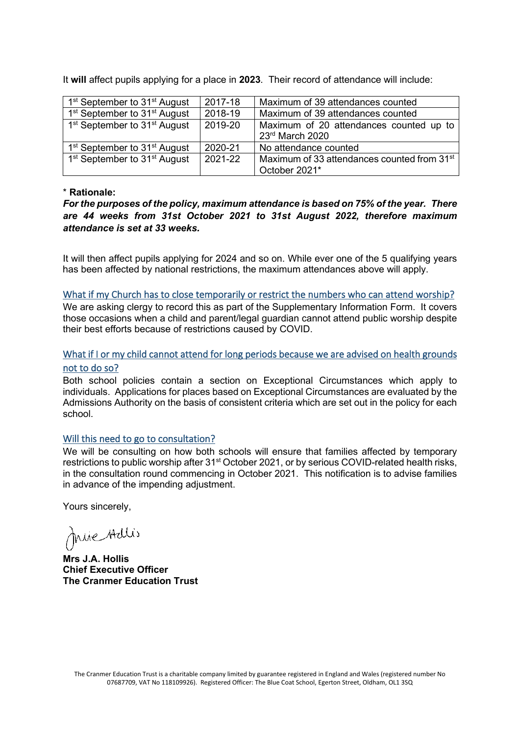It **will** affect pupils applying for a place in **2023**. Their record of attendance will include:

| | | |
|---|---|---|
| 1st September to 31st August | 2017-18 | Maximum of 39 attendances counted |
| 1st September to 31st August | 2018-19 | Maximum of 39 attendances counted |
| 1st September to 31st August | 2019-20 | Maximum of 20 attendances counted up to 23rd March 2020 |
| 1st September to 31st August | 2020-21 | No attendance counted |
| 1st September to 31st August | 2021-22 | Maximum of 33 attendances counted from 31st October 2021* |

\* **Rationale:**

***For the purposes of the policy, maximum attendance is based on 75% of the year. There are 44 weeks from 31st October 2021 to 31st August 2022, therefore maximum attendance is set at 33 weeks.***

It will then affect pupils applying for 2024 and so on. While ever one of the 5 qualifying years has been affected by national restrictions, the maximum attendances above will apply.

### What if my Church has to close temporarily or restrict the numbers who can attend worship?

We are asking clergy to record this as part of the Supplementary Information Form. It covers those occasions when a child and parent/legal guardian cannot attend public worship despite their best efforts because of restrictions caused by COVID.

### What if I or my child cannot attend for long periods because we are advised on health grounds not to do so?

Both school policies contain a section on Exceptional Circumstances which apply to individuals. Applications for places based on Exceptional Circumstances are evaluated by the Admissions Authority on the basis of consistent criteria which are set out in the policy for each school.

### Will this need to go to consultation?

We will be consulting on how both schools will ensure that families affected by temporary restrictions to public worship after 31st October 2021, or by serious COVID-related health risks, in the consultation round commencing in October 2021. This notification is to advise families in advance of the impending adjustment.

Yours sincerely,

**Mrs J.A. Hollis**
**Chief Executive Officer**
**The Cranmer Education Trust**

The Cranmer Education Trust is a charitable company limited by guarantee registered in England and Wales (registered number No 07687709, VAT No 118109926). Registered Officer: The Blue Coat School, Egerton Street, Oldham, OL1 3SQ